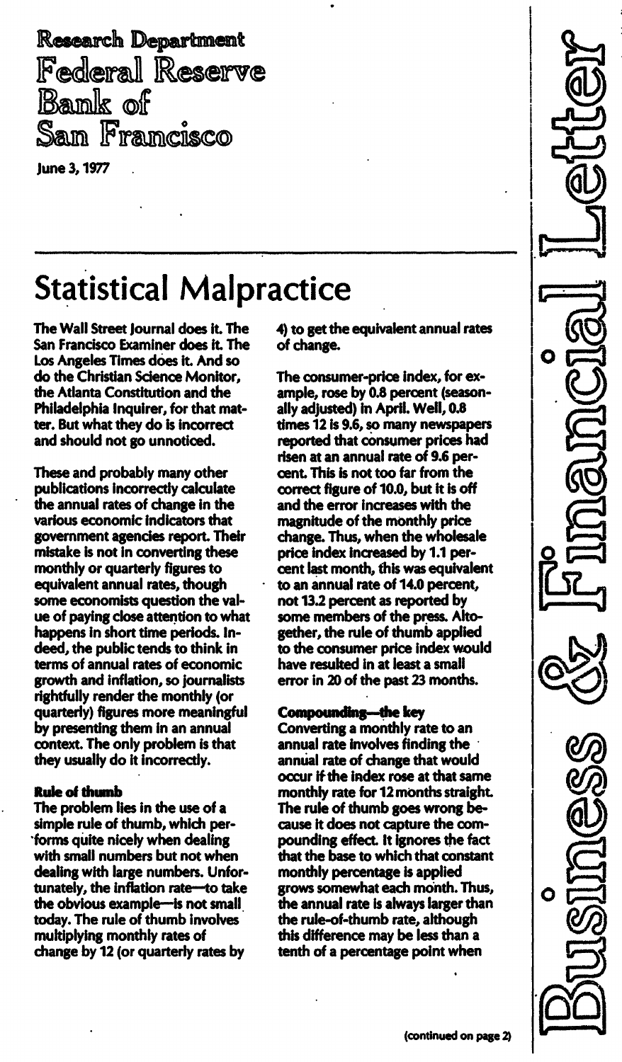Research Department
Federal Reserve
Bank of
San Francisco

June 3, 1977

# Business & Financial Letter

## Statistical Malpractice

The Wall Street Journal does it. The San Francisco Examiner does it. The Los Angeles Times does it. And so do the Christian Science Monitor, the Atlanta Constitution and the Philadelphia Inquirer, for that matter. But what they do is incorrect and should not go unnoticed.

These and probably many other publications incorrectly calculate the annual rates of change in the various economic indicators that government agencies report. Their mistake is not in converting these monthly or quarterly figures to equivalent annual rates, though some economists question the value of paying close attention to what happens in short time periods. Indeed, the public tends to think in terms of annual rates of economic growth and inflation, so journalists rightfully render the monthly (or quarterly) figures more meaningful by presenting them in an annual context. The only problem is that they usually do it incorrectly.

### Rule of thumb

The problem lies in the use of a simple rule of thumb, which performs quite nicely when dealing with small numbers but not when dealing with large numbers. Unfortunately, the inflation rate—to take the obvious example—is not small today. The rule of thumb involves multiplying monthly rates of change by 12 (or quarterly rates by 4) to get the equivalent annual rates of change.

The consumer-price index, for example, rose by 0.8 percent (seasonally adjusted) in April. Well, 0.8 times 12 is 9.6, so many newspapers reported that consumer prices had risen at an annual rate of 9.6 percent. This is not too far from the correct figure of 10.0, but it is off and the error increases with the magnitude of the monthly price change. Thus, when the wholesale price index increased by 1.1 percent last month, this was equivalent to an annual rate of 14.0 percent, not 13.2 percent as reported by some members of the press. Altogether, the rule of thumb applied to the consumer price index would have resulted in at least a small error in 20 of the past 23 months.

### Compounding—the key

Converting a monthly rate to an annual rate involves finding the annual rate of change that would occur if the index rose at that same monthly rate for 12 months straight. The rule of thumb goes wrong because it does not capture the compounding effect. It ignores the fact that the base to which that constant monthly percentage is applied grows somewhat each month. Thus, the annual rate is always larger than the rule-of-thumb rate, although this difference may be less than a tenth of a percentage point when

(continued on page 2)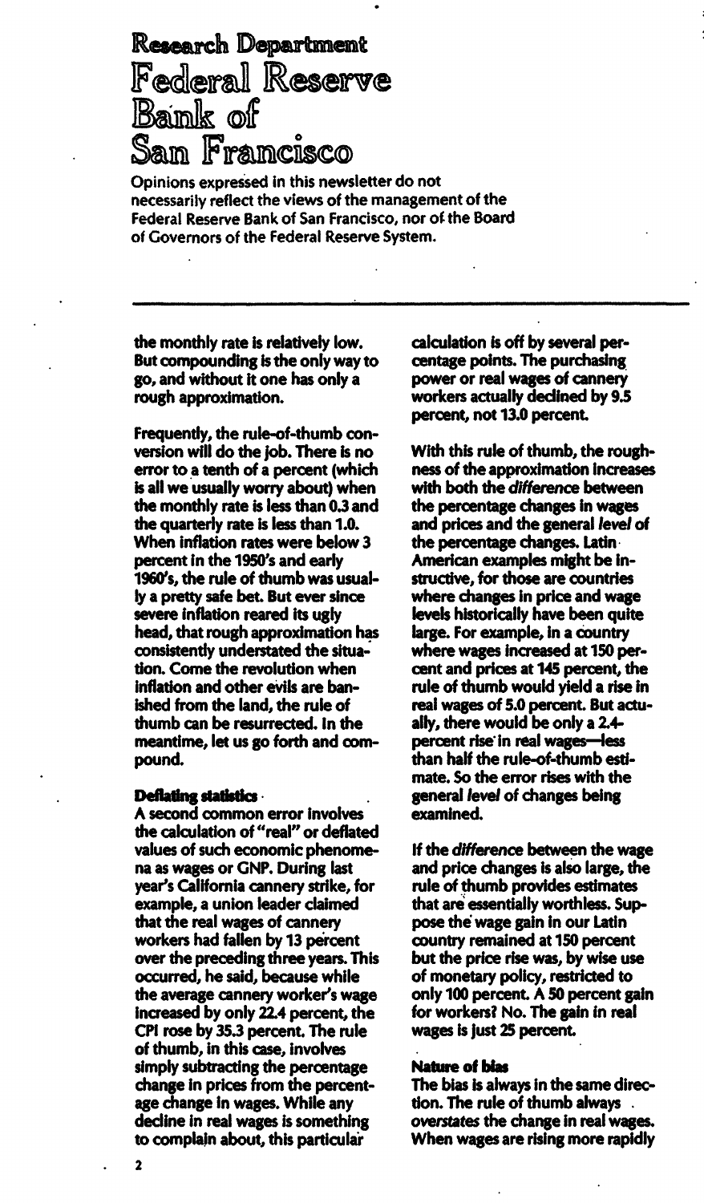# Research Department Federal Reserve Bank of San Francisco

Opinions expressed in this newsletter do not necessarily reflect the views of the management of the Federal Reserve Bank of San Francisco, nor of the Board of Governors of the Federal Reserve System.

the monthly rate is relatively low. But compounding is the only way to go, and without it one has only a rough approximation.

Frequently, the rule-of-thumb conversion will do the job. There is no error to a tenth of a percent (which is all we usually worry about) when the monthly rate is less than 0.3 and the quarterly rate is less than 1.0. When inflation rates were below 3 percent in the 1950's and early 1960's, the rule of thumb was usually a pretty safe bet. But ever since severe inflation reared its ugly head, that rough approximation has consistently understated the situation. Come the revolution when inflation and other evils are banished from the land, the rule of thumb can be resurrected. In the meantime, let us go forth and compound.

**Deflating statistics**

A second common error involves the calculation of "real" or deflated values of such economic phenomena as wages or GNP. During last year's California cannery strike, for example, a union leader claimed that the real wages of cannery workers had fallen by 13 percent over the preceding three years. This occurred, he said, because while the average cannery worker's wage increased by only 22.4 percent, the CPI rose by 35.3 percent. The rule of thumb, in this case, involves simply subtracting the percentage change in prices from the percentage change in wages. While any decline in real wages is something to complain about, this particular calculation is off by several percentage points. The purchasing power or real wages of cannery workers actually declined by 9.5 percent, not 13.0 percent.

With this rule of thumb, the roughness of the approximation increases with both the *difference* between the percentage changes in wages and prices and the general *level* of the percentage changes. Latin American examples might be instructive, for those are countries where changes in price and wage levels historically have been quite large. For example, in a country where wages increased at 150 percent and prices at 145 percent, the rule of thumb would yield a rise in real wages of 5.0 percent. But actually, there would be only a 2.4-percent rise in real wages—less than half the rule-of-thumb estimate. So the error rises with the general *level* of changes being examined.

If the *difference* between the wage and price changes is also large, the rule of thumb provides estimates that are essentially worthless. Suppose the wage gain in our Latin country remained at 150 percent but the price rise was, by wise use of monetary policy, restricted to only 100 percent. A 50 percent gain for workers? No. The gain in real wages is just 25 percent.

**Nature of bias**

The bias is always in the same direction. The rule of thumb always *overstates* the change in real wages. When wages are rising more rapidly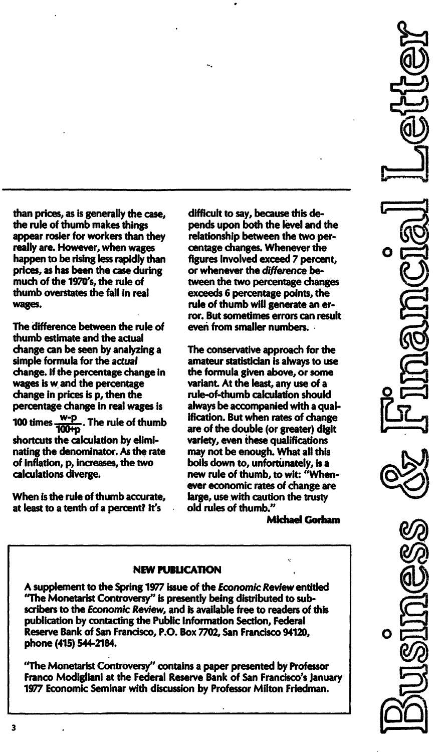than prices, as is generally the case, the rule of thumb makes things appear rosier for workers than they really are. However, when wages happen to be rising less rapidly than prices, as has been the case during much of the 1970's, the rule of thumb overstates the fall in real wages.

The difference between the rule of thumb estimate and the actual change can be seen by analyzing a simple formula for the *actual* change. If the percentage change in wages is w and the percentage change in prices is p, then the percentage change in real wages is 100 times $\frac{w-p}{100+p}$. The rule of thumb shortcuts the calculation by eliminating the denominator. As the rate of inflation, p, increases, the two calculations diverge.

When is the rule of thumb accurate, at least to a tenth of a percent? It's difficult to say, because this depends upon both the level and the relationship between the two percentage changes. Whenever the figures involved exceed 7 percent, or whenever the *difference* between the two percentage changes exceeds 6 percentage points, the rule of thumb will generate an error. But sometimes errors can result even from smaller numbers.

The conservative approach for the amateur statistician is always to use the formula given above, or some variant. At the least, any use of a rule-of-thumb calculation should always be accompanied with a qualification. But when rates of change are of the double (or greater) digit variety, even these qualifications may not be enough. What all this boils down to, unfortunately, is a new rule of thumb, to wit: "Whenever economic rates of change are large, use with caution the trusty old rules of thumb."

**Michael Gorham**

---

**NEW PUBLICATION**

A supplement to the Spring 1977 issue of the *Economic Review* entitled "The Monetarist Controversy" is presently being distributed to subscribers to the *Economic Review*, and is available free to readers of this publication by contacting the Public Information Section, Federal Reserve Bank of San Francisco, P.O. Box 7702, San Francisco 94120, phone (415) 544-2184.

"The Monetarist Controversy" contains a paper presented by Professor Franco Modigliani at the Federal Reserve Bank of San Francisco's January 1977 Economic Seminar with discussion by Professor Milton Friedman.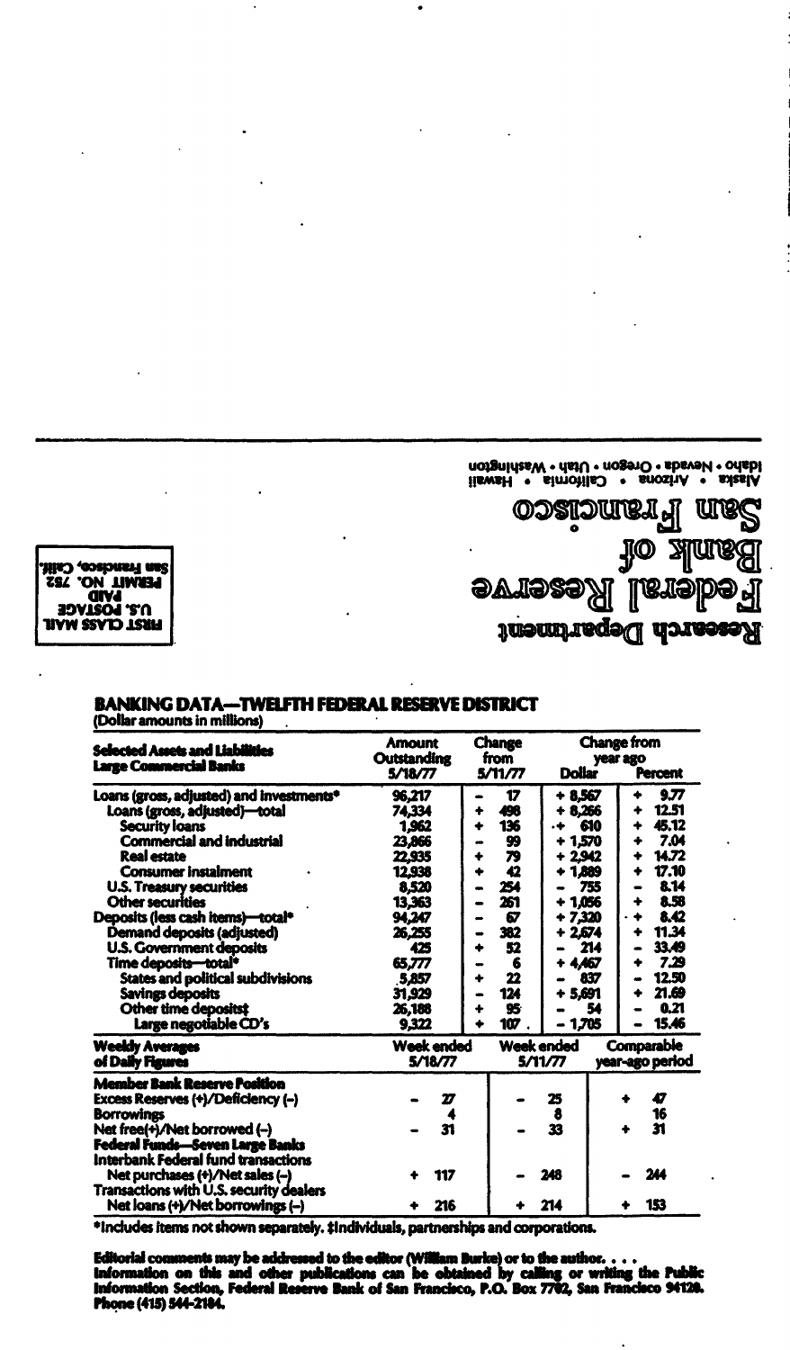Research Department

Federal Reserve Bank of San Francisco

Alaska • Arizona • California • Hawaii
Idaho • Nevada • Oregon • Utah • Washington

FIRST CLASS MAIL
U.S. POSTAGE
PAID
PERMIT NO. 752
San Francisco, Calif.

## BANKING DATA—TWELFTH FEDERAL RESERVE DISTRICT

(Dollar amounts in millions)

| Selected Assets and Liabilities Large Commercial Banks | Amount Outstanding 5/18/77 | Change from 5/11/77 | Change from year ago Dollar | Percent |
|---|---|---|---|---|
| Loans (gross, adjusted) and investments* | 96,217 | − 17 | + 8,567 | + 9.77 |
| Loans (gross, adjusted)—total | 74,334 | + 498 | + 8,266 | + 12.51 |
| Security loans | 1,962 | + 136 | + 610 | + 45.12 |
| Commercial and industrial | 23,866 | − 99 | + 1,570 | + 7.04 |
| Real estate | 22,935 | + 79 | + 2,942 | + 14.72 |
| Consumer instalment | 12,938 | + 42 | + 1,889 | + 17.10 |
| U.S. Treasury securities | 8,520 | − 254 | − 755 | − 8.14 |
| Other securities | 13,363 | − 261 | + 1,056 | + 8.58 |
| Deposits (less cash items)—total* | 94,247 | − 67 | + 7,320 | + 8.42 |
| Demand deposits (adjusted) | 26,255 | − 382 | + 2,674 | + 11.34 |
| U.S. Government deposits | 425 | + 52 | − 214 | − 33.49 |
| Time deposits—total* | 65,777 | − 6 | + 4,467 | + 7.29 |
| States and political subdivisions | 5,857 | + 22 | − 837 | − 12.50 |
| Savings deposits | 31,929 | − 124 | + 5,691 | + 21.69 |
| Other time deposits‡ | 26,186 | + 95 | − 54 | − 0.21 |
| Large negotiable CD's | 9,322 | + 107 | − 1,705 | − 15.46 |

| Weekly Averages of Daily Figures | Week ended 5/18/77 | Week ended 5/11/77 | Comparable year-ago period |
|---|---|---|---|
| **Member Bank Reserve Position** | | | |
| Excess Reserves (+)/Deficiency (−) | − 27 | − 25 | + 47 |
| Borrowings | 4 | 8 | 16 |
| Net free(+)/Net borrowed (−) | − 31 | − 33 | + 31 |
| **Federal Funds—Seven Large Banks** | | | |
| Interbank Federal fund transactions | | | |
| Net purchases (+)/Net sales (−) | + 117 | − 248 | − 244 |
| Transactions with U.S. security dealers | | | |
| Net loans (+)/Net borrowings (−) | + 216 | + 214 | + 153 |

*Includes items not shown separately. ‡Individuals, partnerships and corporations.

**Editorial comments may be addressed to the editor (William Burke) or to the author. . . . Information on this and other publications can be obtained by calling or writing the Public Information Section, Federal Reserve Bank of San Francisco, P.O. Box 7702, San Francisco 94120. Phone (415) 544-2184.**